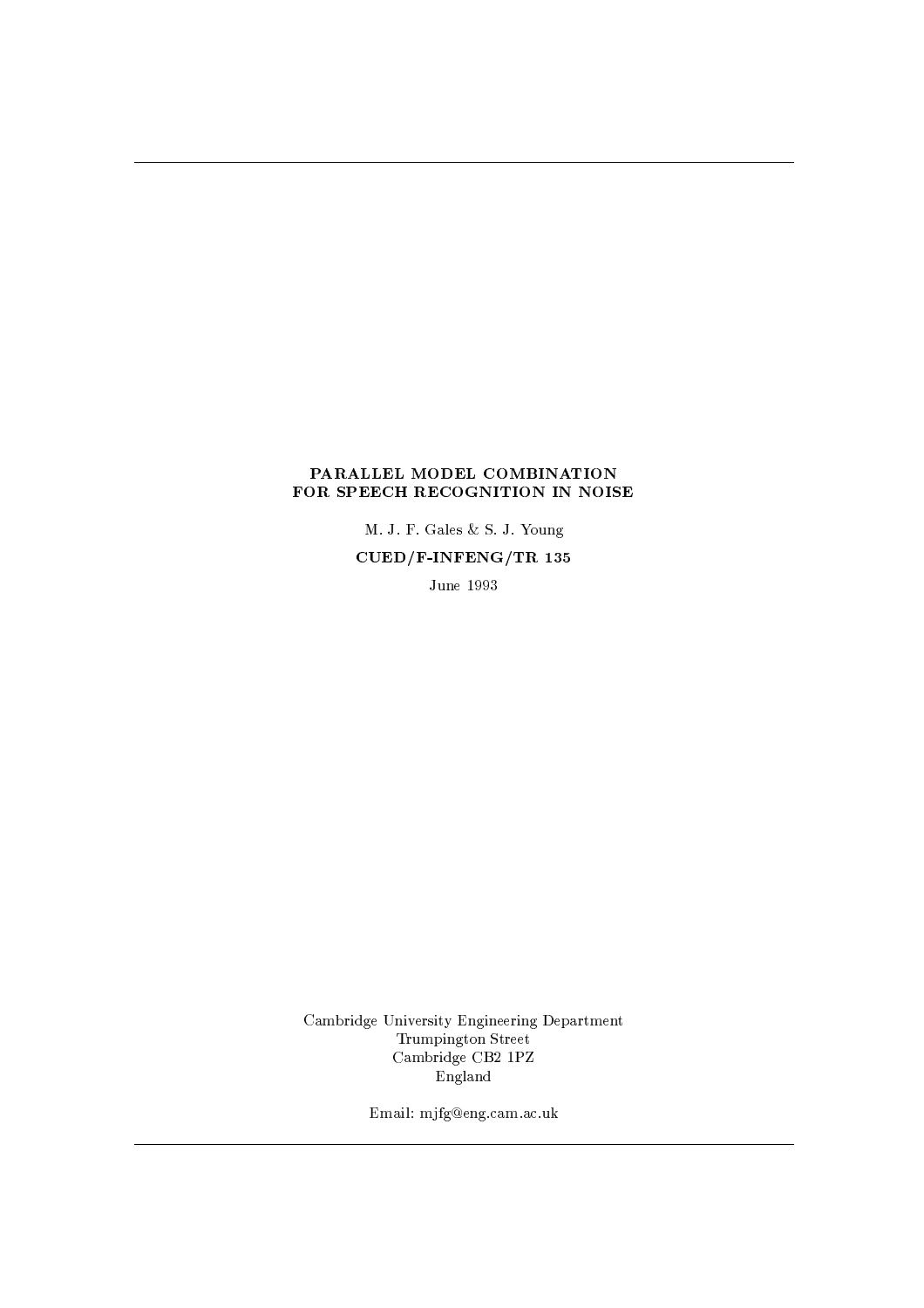# PARALLEL MODEL COMBINATION FOR SPEECH RECOGNITION IN NOISE

M. J. F. Gales & S. J. Young

**CUED/F-INFENG/TR 135**

June 1993

Cambridge University Engineering Department
Trumpington Street
Cambridge CB2 1PZ
England

Email: mjfg@eng.cam.ac.uk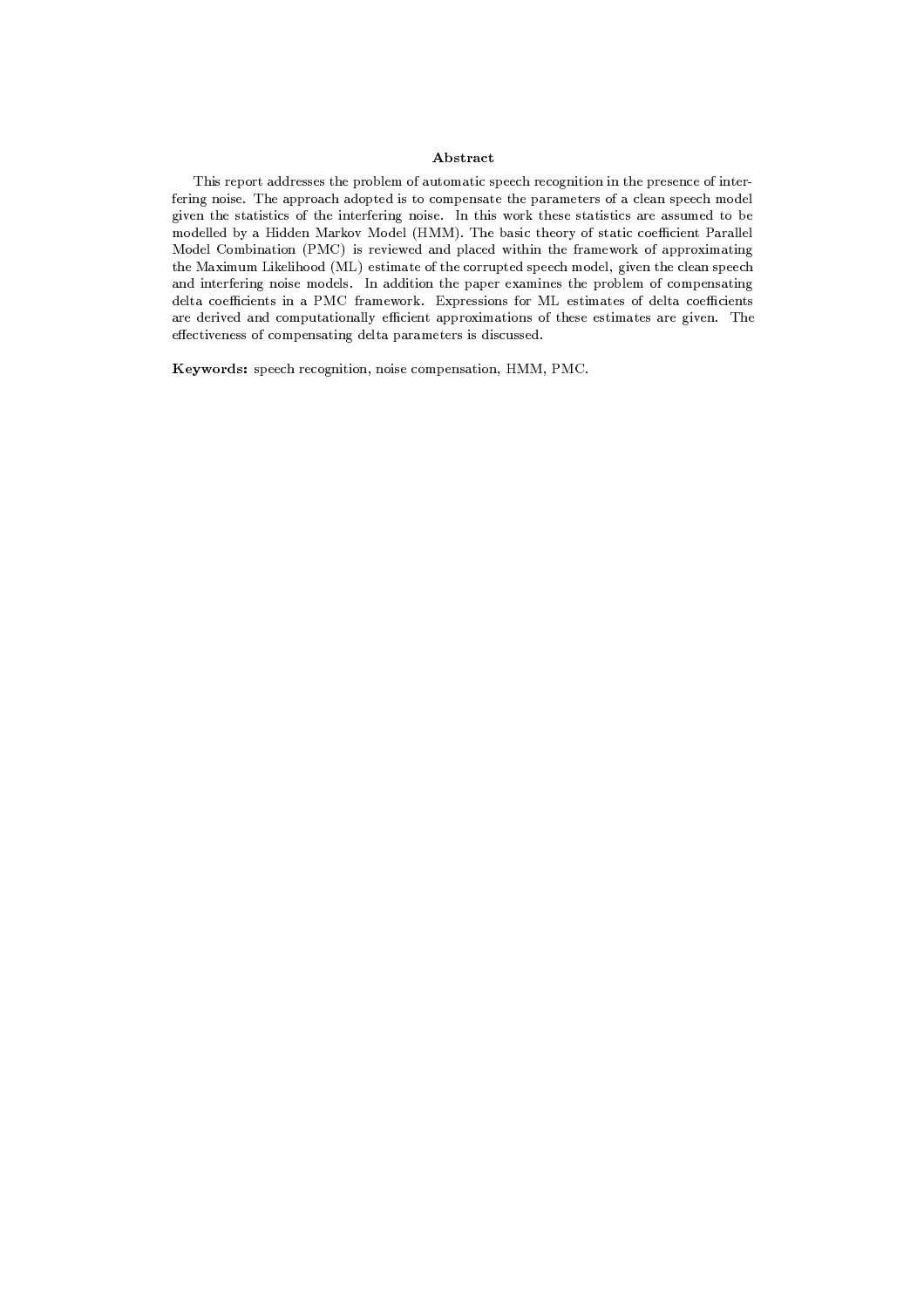## Abstract

This report addresses the problem of automatic speech recognition in the presence of interfering noise. The approach adopted is to compensate the parameters of a clean speech model given the statistics of the interfering noise. In this work these statistics are assumed to be modelled by a Hidden Markov Model (HMM). The basic theory of static coefficient Parallel Model Combination (PMC) is reviewed and placed within the framework of approximating the Maximum Likelihood (ML) estimate of the corrupted speech model, given the clean speech and interfering noise models. In addition the paper examines the problem of compensating delta coefficients in a PMC framework. Expressions for ML estimates of delta coefficients are derived and computationally efficient approximations of these estimates are given. The effectiveness of compensating delta parameters is discussed.

**Keywords:** speech recognition, noise compensation, HMM, PMC.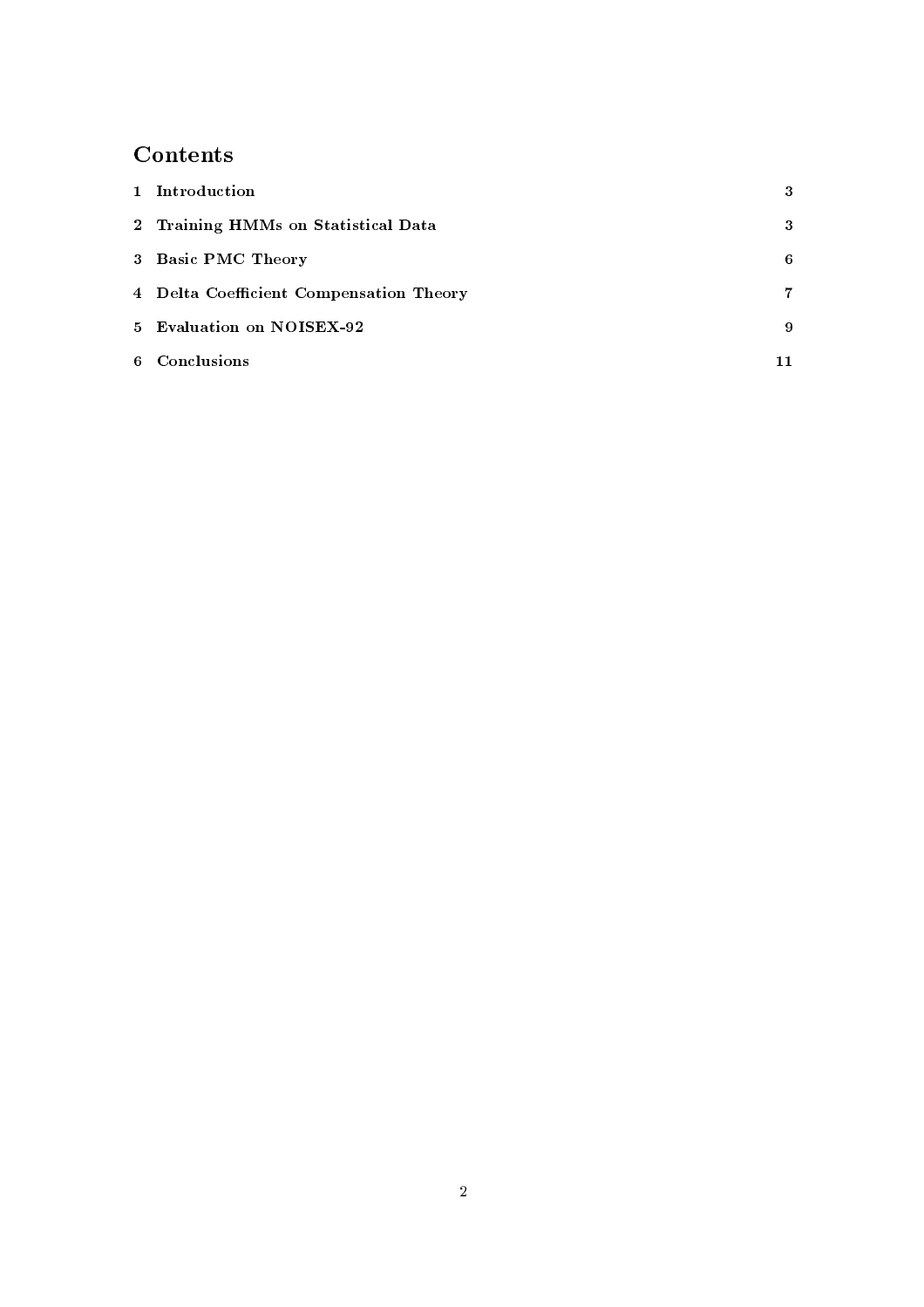# Contents

| | |
|---|---|
| **1 Introduction** | **3** |
| **2 Training HMMs on Statistical Data** | **3** |
| **3 Basic PMC Theory** | **6** |
| **4 Delta Coefficient Compensation Theory** | **7** |
| **5 Evaluation on NOISEX-92** | **9** |
| **6 Conclusions** | **11** |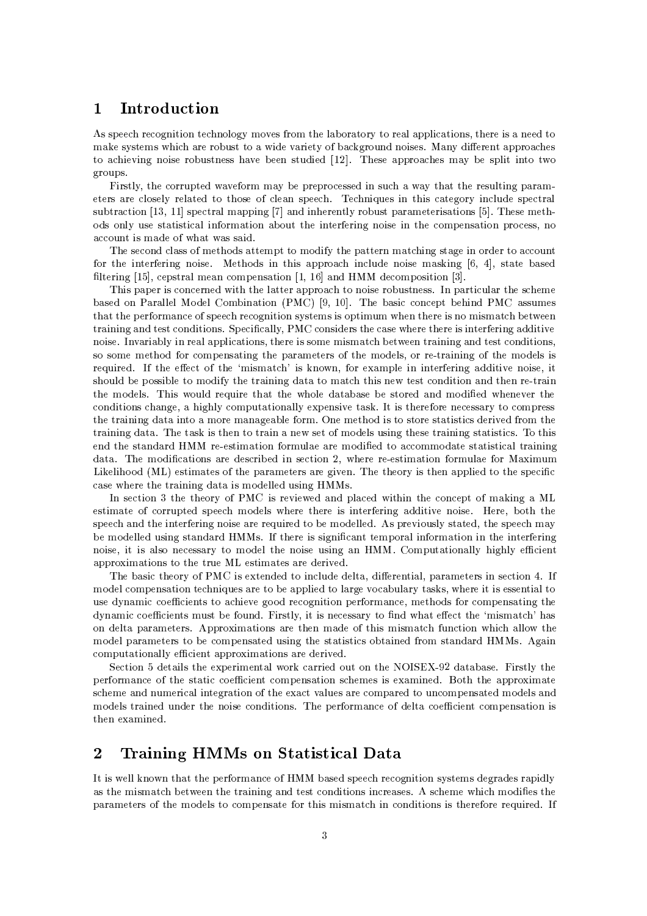# 1 Introduction

As speech recognition technology moves from the laboratory to real applications, there is a need to make systems which are robust to a wide variety of background noises. Many different approaches to achieving noise robustness have been studied [12]. These approaches may be split into two groups.

Firstly, the corrupted waveform may be preprocessed in such a way that the resulting parameters are closely related to those of clean speech. Techniques in this category include spectral subtraction [13, 11] spectral mapping [7] and inherently robust parameterisations [5]. These methods only use statistical information about the interfering noise in the compensation process, no account is made of what was said.

The second class of methods attempt to modify the pattern matching stage in order to account for the interfering noise. Methods in this approach include noise masking [6, 4], state based filtering [15], cepstral mean compensation [1, 16] and HMM decomposition [3].

This paper is concerned with the latter approach to noise robustness. In particular the scheme based on Parallel Model Combination (PMC) [9, 10]. The basic concept behind PMC assumes that the performance of speech recognition systems is optimum when there is no mismatch between training and test conditions. Specifically, PMC considers the case where there is interfering additive noise. Invariably in real applications, there is some mismatch between training and test conditions, so some method for compensating the parameters of the models, or re-training of the models is required. If the effect of the 'mismatch' is known, for example in interfering additive noise, it should be possible to modify the training data to match this new test condition and then re-train the models. This would require that the whole database be stored and modified whenever the conditions change, a highly computationally expensive task. It is therefore necessary to compress the training data into a more manageable form. One method is to store statistics derived from the training data. The task is then to train a new set of models using these training statistics. To this end the standard HMM re-estimation formulae are modified to accommodate statistical training data. The modifications are described in section 2, where re-estimation formulae for Maximum Likelihood (ML) estimates of the parameters are given. The theory is then applied to the specific case where the training data is modelled using HMMs.

In section 3 the theory of PMC is reviewed and placed within the concept of making a ML estimate of corrupted speech models where there is interfering additive noise. Here, both the speech and the interfering noise are required to be modelled. As previously stated, the speech may be modelled using standard HMMs. If there is significant temporal information in the interfering noise, it is also necessary to model the noise using an HMM. Computationally highly efficient approximations to the true ML estimates are derived.

The basic theory of PMC is extended to include delta, differential, parameters in section 4. If model compensation techniques are to be applied to large vocabulary tasks, where it is essential to use dynamic coefficients to achieve good recognition performance, methods for compensating the dynamic coefficients must be found. Firstly, it is necessary to find what effect the 'mismatch' has on delta parameters. Approximations are then made of this mismatch function which allow the model parameters to be compensated using the statistics obtained from standard HMMs. Again computationally efficient approximations are derived.

Section 5 details the experimental work carried out on the NOISEX-92 database. Firstly the performance of the static coefficient compensation schemes is examined. Both the approximate scheme and numerical integration of the exact values are compared to uncompensated models and models trained under the noise conditions. The performance of delta coefficient compensation is then examined.

# 2 Training HMMs on Statistical Data

It is well known that the performance of HMM based speech recognition systems degrades rapidly as the mismatch between the training and test conditions increases. A scheme which modifies the parameters of the models to compensate for this mismatch in conditions is therefore required. If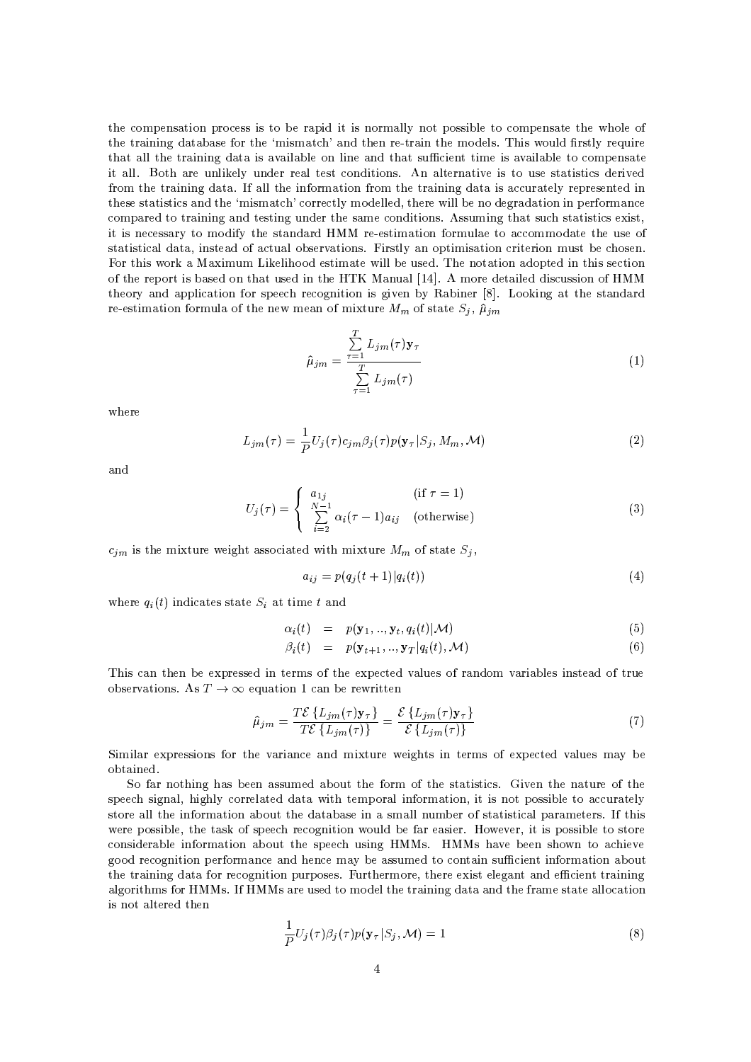the compensation process is to be rapid it is normally not possible to compensate the whole of the training database for the 'mismatch' and then re-train the models. This would firstly require that all the training data is available on line and that sufficient time is available to compensate it all. Both are unlikely under real test conditions. An alternative is to use statistics derived from the training data. If all the information from the training data is accurately represented in these statistics and the 'mismatch' correctly modelled, there will be no degradation in performance compared to training and testing under the same conditions. Assuming that such statistics exist, it is necessary to modify the standard HMM re-estimation formulae to accommodate the use of statistical data, instead of actual observations. Firstly an optimisation criterion must be chosen. For this work a Maximum Likelihood estimate will be used. The notation adopted in this section of the report is based on that used in the HTK Manual [14]. A more detailed discussion of HMM theory and application for speech recognition is given by Rabiner [8]. Looking at the standard re-estimation formula of the new mean of mixture $M_m$ of state $S_j$, $\hat{\mu}_{jm}$

$$\hat{\mu}_{jm} = \frac{\sum_{\tau=1}^{T} L_{jm}(\tau)\mathbf{y}_\tau}{\sum_{\tau=1}^{T} L_{jm}(\tau)} \tag{1}$$

where

$$L_{jm}(\tau) = \frac{1}{P} U_j(\tau) c_{jm} \beta_j(\tau) p(\mathbf{y}_\tau | S_j, M_m, \mathcal{M}) \tag{2}$$

and

$$U_j(\tau) = \begin{cases} a_{1j} & (\text{if } \tau = 1) \\ \sum_{i=2}^{N-1} \alpha_i(\tau - 1) a_{ij} & (\text{otherwise}) \end{cases} \tag{3}$$

$c_{jm}$ is the mixture weight associated with mixture $M_m$ of state $S_j$,

$$a_{ij} = p(q_j(t+1)|q_i(t)) \tag{4}$$

where $q_i(t)$ indicates state $S_i$ at time $t$ and

$$\alpha_i(t) = p(\mathbf{y}_1, .., \mathbf{y}_t, q_i(t)|\mathcal{M}) \tag{5}$$

$$\beta_i(t) = p(\mathbf{y}_{t+1}, .., \mathbf{y}_T | q_i(t), \mathcal{M}) \tag{6}$$

This can then be expressed in terms of the expected values of random variables instead of true observations. As $T \to \infty$ equation 1 can be rewritten

$$\hat{\mu}_{jm} = \frac{T\mathcal{E}\{L_{jm}(\tau)\mathbf{y}_\tau\}}{T\mathcal{E}\{L_{jm}(\tau)\}} = \frac{\mathcal{E}\{L_{jm}(\tau)\mathbf{y}_\tau\}}{\mathcal{E}\{L_{jm}(\tau)\}} \tag{7}$$

Similar expressions for the variance and mixture weights in terms of expected values may be obtained.

So far nothing has been assumed about the form of the statistics. Given the nature of the speech signal, highly correlated data with temporal information, it is not possible to accurately store all the information about the database in a small number of statistical parameters. If this were possible, the task of speech recognition would be far easier. However, it is possible to store considerable information about the speech using HMMs. HMMs have been shown to achieve good recognition performance and hence may be assumed to contain sufficient information about the training data for recognition purposes. Furthermore, there exist elegant and efficient training algorithms for HMMs. If HMMs are used to model the training data and the frame state allocation is not altered then

$$\frac{1}{P} U_j(\tau) \beta_j(\tau) p(\mathbf{y}_\tau | S_j, \mathcal{M}) = 1 \tag{8}$$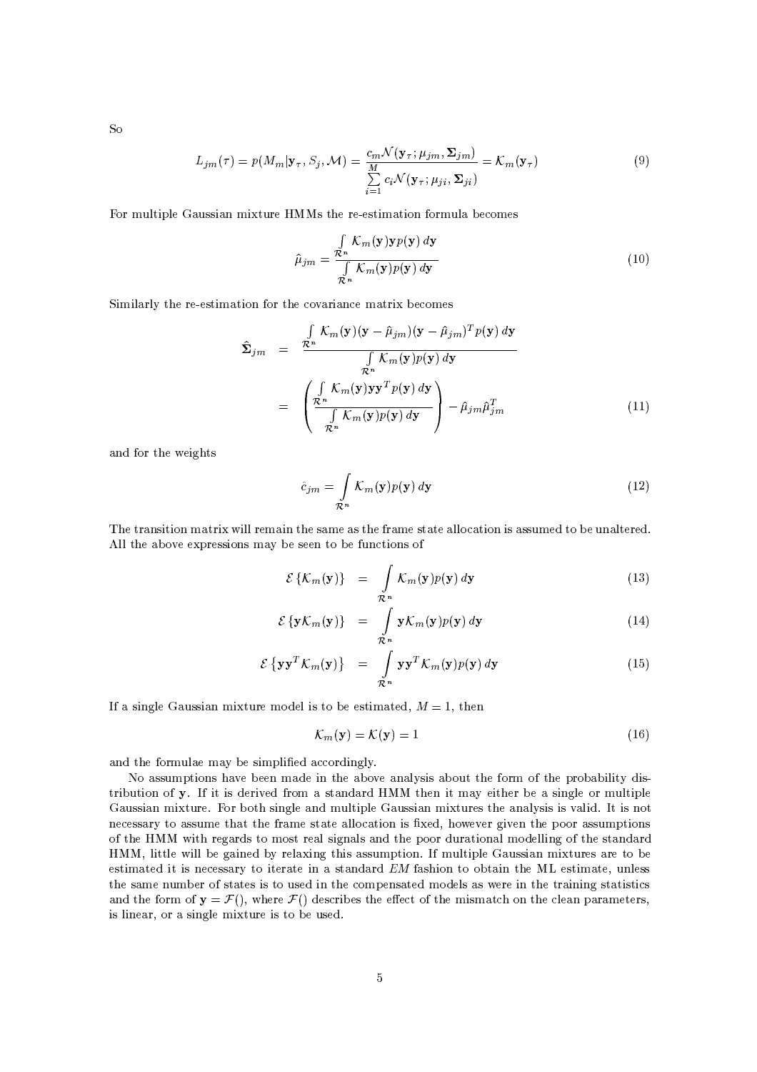So

$$L_{jm}(\tau) = p(M_m|\mathbf{y}_\tau, S_j, \mathcal{M}) = \frac{c_m \mathcal{N}(\mathbf{y}_\tau; \mu_{jm}, \mathbf{\Sigma}_{jm})}{\sum_{i=1}^{M} c_i \mathcal{N}(\mathbf{y}_\tau; \mu_{ji}, \mathbf{\Sigma}_{ji})} = \mathcal{K}_m(\mathbf{y}_\tau) \tag{9}$$

For multiple Gaussian mixture HMMs the re-estimation formula becomes

$$\hat{\mu}_{jm} = \frac{\int_{\mathcal{R}^n} \mathcal{K}_m(\mathbf{y})\mathbf{y}p(\mathbf{y})\,d\mathbf{y}}{\int_{\mathcal{R}^n} \mathcal{K}_m(\mathbf{y})p(\mathbf{y})\,d\mathbf{y}} \tag{10}$$

Similarly the re-estimation for the covariance matrix becomes

$$\begin{aligned}
\hat{\mathbf{\Sigma}}_{jm} &= \frac{\int_{\mathcal{R}^n} \mathcal{K}_m(\mathbf{y})(\mathbf{y}-\hat{\mu}_{jm})(\mathbf{y}-\hat{\mu}_{jm})^T p(\mathbf{y})\,d\mathbf{y}}{\int_{\mathcal{R}^n} \mathcal{K}_m(\mathbf{y})p(\mathbf{y})\,d\mathbf{y}} \\
&= \left( \frac{\int_{\mathcal{R}^n} \mathcal{K}_m(\mathbf{y})\mathbf{y}\mathbf{y}^T p(\mathbf{y})\,d\mathbf{y}}{\int_{\mathcal{R}^n} \mathcal{K}_m(\mathbf{y})p(\mathbf{y})\,d\mathbf{y}} \right) - \hat{\mu}_{jm}\hat{\mu}_{jm}^T
\end{aligned} \tag{11}$$

and for the weights

$$\hat{c}_{jm} = \int_{\mathcal{R}^n} \mathcal{K}_m(\mathbf{y})p(\mathbf{y})\,d\mathbf{y} \tag{12}$$

The transition matrix will remain the same as the frame state allocation is assumed to be unaltered. All the above expressions may be seen to be functions of

$$\mathcal{E}\{\mathcal{K}_m(\mathbf{y})\} = \int_{\mathcal{R}^n} \mathcal{K}_m(\mathbf{y})p(\mathbf{y})\,d\mathbf{y} \tag{13}$$

$$\mathcal{E}\{\mathbf{y}\mathcal{K}_m(\mathbf{y})\} = \int_{\mathcal{R}^n} \mathbf{y}\mathcal{K}_m(\mathbf{y})p(\mathbf{y})\,d\mathbf{y} \tag{14}$$

$$\mathcal{E}\{\mathbf{y}\mathbf{y}^T\mathcal{K}_m(\mathbf{y})\} = \int_{\mathcal{R}^n} \mathbf{y}\mathbf{y}^T\mathcal{K}_m(\mathbf{y})p(\mathbf{y})\,d\mathbf{y} \tag{15}$$

If a single Gaussian mixture model is to be estimated, $M = 1$, then

$$\mathcal{K}_m(\mathbf{y}) = \mathcal{K}(\mathbf{y}) = 1 \tag{16}$$

and the formulae may be simplified accordingly.

No assumptions have been made in the above analysis about the form of the probability distribution of $\mathbf{y}$. If it is derived from a standard HMM then it may either be a single or multiple Gaussian mixture. For both single and multiple Gaussian mixtures the analysis is valid. It is not necessary to assume that the frame state allocation is fixed, however given the poor assumptions of the HMM with regards to most real signals and the poor durational modelling of the standard HMM, little will be gained by relaxing this assumption. If multiple Gaussian mixtures are to be estimated it is necessary to iterate in a standard *EM* fashion to obtain the ML estimate, unless the same number of states is to used in the compensated models as were in the training statistics and the form of $\mathbf{y} = \mathcal{F}()$, where $\mathcal{F}()$ describes the effect of the mismatch on the clean parameters, is linear, or a single mixture is to be used.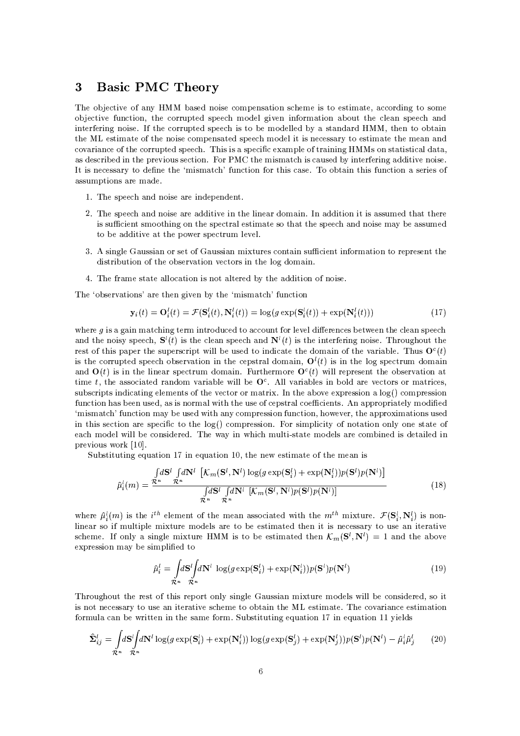# 3 Basic PMC Theory

The objective of any HMM based noise compensation scheme is to estimate, according to some objective function, the corrupted speech model given information about the clean speech and interfering noise. If the corrupted speech is to be modelled by a standard HMM, then to obtain the ML estimate of the noise compensated speech model it is necessary to estimate the mean and covariance of the corrupted speech. This is a specific example of training HMMs on statistical data, as described in the previous section. For PMC the mismatch is caused by interfering additive noise. It is necessary to define the 'mismatch' function for this case. To obtain this function a series of assumptions are made.

1. The speech and noise are independent.
2. The speech and noise are additive in the linear domain. In addition it is assumed that there is sufficient smoothing on the spectral estimate so that the speech and noise may be assumed to be additive at the power spectrum level.
3. A single Gaussian or set of Gaussian mixtures contain sufficient information to represent the distribution of the observation vectors in the log domain.
4. The frame state allocation is not altered by the addition of noise.

The 'observations' are then given by the 'mismatch' function

$$\mathbf{y}_i(t) = \mathbf{O}_i^l(t) = \mathcal{F}(\mathbf{S}_i^l(t), \mathbf{N}_i^l(t)) = \log(g\exp(\mathbf{S}_i^l(t)) + \exp(\mathbf{N}_i^l(t))) \tag{17}$$

where $g$ is a gain matching term introduced to account for level differences between the clean speech and the noisy speech, $\mathbf{S}^l(t)$ is the clean speech and $\mathbf{N}^l(t)$ is the interfering noise. Throughout the rest of this paper the superscript will be used to indicate the domain of the variable. Thus $\mathbf{O}^c(t)$ is the corrupted speech observation in the cepstral domain, $\mathbf{O}^l(t)$ is in the log spectrum domain and $\mathbf{O}(t)$ is in the linear spectrum domain. Furthermore $\mathbf{O}^c(t)$ will represent the observation at time $t$, the associated random variable will be $\mathbf{O}^c$. All variables in bold are vectors or matrices, subscripts indicating elements of the vector or matrix. In the above expression a log() compression function has been used, as is normal with the use of cepstral coefficients. An appropriately modified 'mismatch' function may be used with any compression function, however, the approximations used in this section are specific to the log() compression. For simplicity of notation only one state of each model will be considered. The way in which multi-state models are combined is detailed in previous work [10].

Substituting equation 17 in equation 10, the new estimate of the mean is

$$\hat{\mu}_i^l(m) = \frac{\int_{\mathcal{R}^n} d\mathbf{S}^l \int_{\mathcal{R}^n} d\mathbf{N}^l \left[\mathcal{K}_m(\mathbf{S}^l, \mathbf{N}^l)\log(g\exp(\mathbf{S}_i^l) + \exp(\mathbf{N}_i^l))p(\mathbf{S}^l)p(\mathbf{N}^l)\right]}{\int_{\mathcal{R}^n} d\mathbf{S}^l \int_{\mathcal{R}^n} d\mathbf{N}^l \left[\mathcal{K}_m(\mathbf{S}^l, \mathbf{N}^l)p(\mathbf{S}^l)p(\mathbf{N}^l)\right]} \tag{18}$$

where $\hat{\mu}_i^l(m)$ is the $i^{th}$ element of the mean associated with the $m^{th}$ mixture. $\mathcal{F}(\mathbf{S}_i^l, \mathbf{N}_i^l)$ is non-linear so if multiple mixture models are to be estimated then it is necessary to use an iterative scheme. If only a single mixture HMM is to be estimated then $\mathcal{K}_m(\mathbf{S}^l, \mathbf{N}^l) = 1$ and the above expression may be simplified to

$$\hat{\mu}_i^l = \int_{\mathcal{R}^n} d\mathbf{S}^l \int_{\mathcal{R}^n} d\mathbf{N}^l \, \log(g\exp(\mathbf{S}_i^l) + \exp(\mathbf{N}_i^l))p(\mathbf{S}^l)p(\mathbf{N}^l) \tag{19}$$

Throughout the rest of this report only single Gaussian mixture models will be considered, so it is not necessary to use an iterative scheme to obtain the ML estimate. The covariance estimation formula can be written in the same form. Substituting equation 17 in equation 11 yields

$$\hat{\mathbf{\Sigma}}_{ij}^l = \int_{\mathcal{R}^n} d\mathbf{S}^l \int_{\mathcal{R}^n} d\mathbf{N}^l \log(g\exp(\mathbf{S}_i^l) + \exp(\mathbf{N}_i^l))\log(g\exp(\mathbf{S}_j^l) + \exp(\mathbf{N}_j^l))p(\mathbf{S}^l)p(\mathbf{N}^l) - \hat{\mu}_i^l\hat{\mu}_j^l \tag{20}$$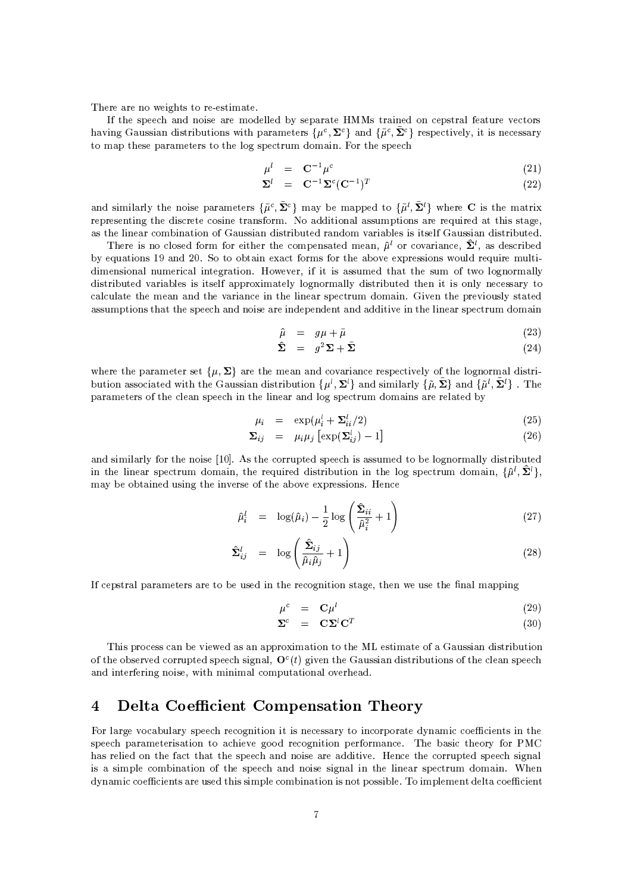There are no weights to re-estimate.

If the speech and noise are modelled by separate HMMs trained on cepstral feature vectors having Gaussian distributions with parameters $\{\mu^c, \mathbf{\Sigma}^c\}$ and $\{\tilde{\mu}^c, \tilde{\mathbf{\Sigma}}^c\}$ respectively, it is necessary to map these parameters to the log spectrum domain. For the speech

$$
\begin{aligned}
\mu^l &= \mathbf{C}^{-1}\mu^c & (21)\\
\mathbf{\Sigma}^l &= \mathbf{C}^{-1}\mathbf{\Sigma}^c(\mathbf{C}^{-1})^T & (22)
\end{aligned}
$$

and similarly the noise parameters $\{\tilde{\mu}^c, \tilde{\mathbf{\Sigma}}^c\}$ may be mapped to $\{\tilde{\mu}^l, \tilde{\mathbf{\Sigma}}^l\}$ where $\mathbf{C}$ is the matrix representing the discrete cosine transform. No additional assumptions are required at this stage, as the linear combination of Gaussian distributed random variables is itself Gaussian distributed.

There is no closed form for either the compensated mean, $\hat{\mu}^l$ or covariance, $\hat{\mathbf{\Sigma}}^l$, as described by equations 19 and 20. So to obtain exact forms for the above expressions would require multi-dimensional numerical integration. However, if it is assumed that the sum of two lognormally distributed variables is itself approximately lognormally distributed then it is only necessary to calculate the mean and the variance in the linear spectrum domain. Given the previously stated assumptions that the speech and noise are independent and additive in the linear spectrum domain

$$
\begin{aligned}
\hat{\mu} &= g\mu + \tilde{\mu} & (23)\\
\hat{\mathbf{\Sigma}} &= g^2\mathbf{\Sigma} + \tilde{\mathbf{\Sigma}} & (24)
\end{aligned}
$$

where the parameter set $\{\mu, \mathbf{\Sigma}\}$ are the mean and covariance respectively of the lognormal distribution associated with the Gaussian distribution $\{\mu^l, \mathbf{\Sigma}^l\}$ and similarly $\{\tilde{\mu}, \tilde{\mathbf{\Sigma}}\}$ and $\{\tilde{\mu}^l, \tilde{\mathbf{\Sigma}}^l\}$ . The parameters of the clean speech in the linear and log spectrum domains are related by

$$
\begin{aligned}
\mu_i &= \exp(\mu_i^l + \mathbf{\Sigma}_{ii}^l/2) & (25)\\
\mathbf{\Sigma}_{ij} &= \mu_i\mu_j\left[\exp(\mathbf{\Sigma}_{ij}^l) - 1\right] & (26)
\end{aligned}
$$

and similarly for the noise [10]. As the corrupted speech is assumed to be lognormally distributed in the linear spectrum domain, the required distribution in the log spectrum domain, $\{\hat{\mu}^l, \hat{\mathbf{\Sigma}}^l\}$, may be obtained using the inverse of the above expressions. Hence

$$
\begin{aligned}
\hat{\mu}_i^l &= \log(\hat{\mu}_i) - \frac{1}{2}\log\left(\frac{\hat{\mathbf{\Sigma}}_{ii}}{\hat{\mu}_i^2} + 1\right) & (27)\\
\hat{\mathbf{\Sigma}}_{ij}^l &= \log\left(\frac{\hat{\mathbf{\Sigma}}_{ij}}{\hat{\mu}_i\hat{\mu}_j} + 1\right) & (28)
\end{aligned}
$$

If cepstral parameters are to be used in the recognition stage, then we use the final mapping

$$
\begin{aligned}
\mu^c &= \mathbf{C}\mu^l & (29)\\
\mathbf{\Sigma}^c &= \mathbf{C}\mathbf{\Sigma}^l\mathbf{C}^T & (30)
\end{aligned}
$$

This process can be viewed as an approximation to the ML estimate of a Gaussian distribution of the observed corrupted speech signal, $\mathbf{O}^c(t)$ given the Gaussian distributions of the clean speech and interfering noise, with minimal computational overhead.

# 4 Delta Coefficient Compensation Theory

For large vocabulary speech recognition it is necessary to incorporate dynamic coefficients in the speech parameterisation to achieve good recognition performance. The basic theory for PMC has relied on the fact that the speech and noise are additive. Hence the corrupted speech signal is a simple combination of the speech and noise signal in the linear spectrum domain. When dynamic coefficients are used this simple combination is not possible. To implement delta coefficient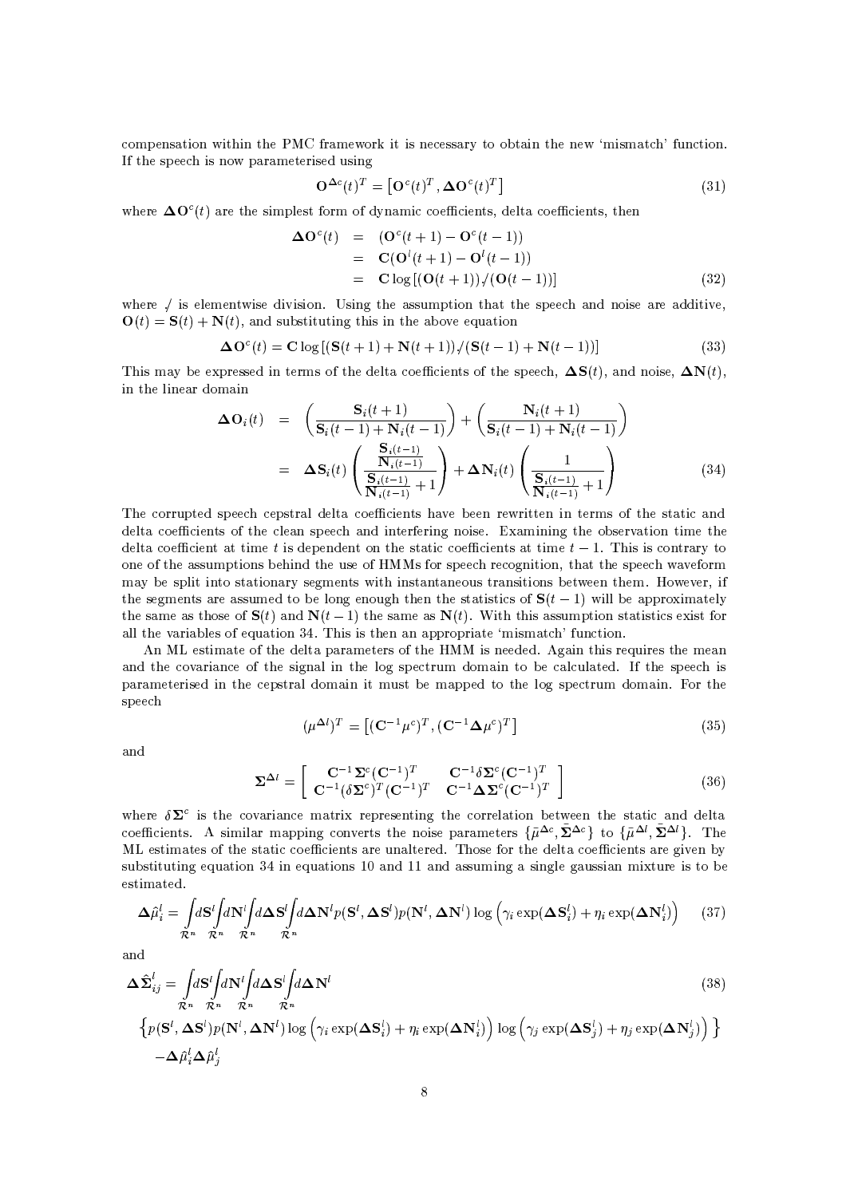compensation within the PMC framework it is necessary to obtain the new 'mismatch' function. If the speech is now parameterised using

$$\mathbf{O}^{\Delta c}(t)^T = \left[\mathbf{O}^c(t)^T, \mathbf{\Delta O}^c(t)^T\right] \tag{31}$$

where $\mathbf{\Delta O}^c(t)$ are the simplest form of dynamic coefficients, delta coefficients, then

$$\begin{aligned}
\mathbf{\Delta O}^c(t) &= (\mathbf{O}^c(t+1) - \mathbf{O}^c(t-1)) \\
&= \mathbf{C}(\mathbf{O}^l(t+1) - \mathbf{O}^l(t-1)) \\
&= \mathbf{C}\log\left[(\mathbf{O}(t+1))./(\mathbf{O}(t-1))\right]
\end{aligned} \tag{32}$$

where $./$ is elementwise division. Using the assumption that the speech and noise are additive, $\mathbf{O}(t) = \mathbf{S}(t) + \mathbf{N}(t)$, and substituting this in the above equation

$$\mathbf{\Delta O}^c(t) = \mathbf{C}\log\left[(\mathbf{S}(t+1) + \mathbf{N}(t+1))./(\mathbf{S}(t-1) + \mathbf{N}(t-1))\right] \tag{33}$$

This may be expressed in terms of the delta coefficients of the speech, $\mathbf{\Delta S}(t)$, and noise, $\mathbf{\Delta N}(t)$, in the linear domain

$$\begin{aligned}
\mathbf{\Delta O}_i(t) &= \left(\frac{\mathbf{S}_i(t+1)}{\mathbf{S}_i(t-1) + \mathbf{N}_i(t-1)}\right) + \left(\frac{\mathbf{N}_i(t+1)}{\mathbf{S}_i(t-1) + \mathbf{N}_i(t-1)}\right) \\
&= \mathbf{\Delta S}_i(t)\left(\frac{\frac{\mathbf{S}_i(t-1)}{\mathbf{N}_i(t-1)}}{\frac{\mathbf{S}_i(t-1)}{\mathbf{N}_i(t-1)} + 1}\right) + \mathbf{\Delta N}_i(t)\left(\frac{1}{\frac{\mathbf{S}_i(t-1)}{\mathbf{N}_i(t-1)} + 1}\right)
\end{aligned} \tag{34}$$

The corrupted speech cepstral delta coefficients have been rewritten in terms of the static and delta coefficients of the clean speech and interfering noise. Examining the observation time the delta coefficient at time $t$ is dependent on the static coefficients at time $t-1$. This is contrary to one of the assumptions behind the use of HMMs for speech recognition, that the speech waveform may be split into stationary segments with instantaneous transitions between them. However, if the segments are assumed to be long enough then the statistics of $\mathbf{S}(t-1)$ will be approximately the same as those of $\mathbf{S}(t)$ and $\mathbf{N}(t-1)$ the same as $\mathbf{N}(t)$. With this assumption statistics exist for all the variables of equation 34. This is then an appropriate 'mismatch' function.

An ML estimate of the delta parameters of the HMM is needed. Again this requires the mean and the covariance of the signal in the log spectrum domain to be calculated. If the speech is parameterised in the cepstral domain it must be mapped to the log spectrum domain. For the speech

$$(\mu^{\Delta l})^T = \left[(\mathbf{C}^{-1}\mu^c)^T, (\mathbf{C}^{-1}\mathbf{\Delta}\mu^c)^T\right] \tag{35}$$

and

$$\mathbf{\Sigma}^{\Delta l} = \left[\begin{array}{cc} \mathbf{C}^{-1}\mathbf{\Sigma}^c(\mathbf{C}^{-1})^T & \mathbf{C}^{-1}\delta\mathbf{\Sigma}^c(\mathbf{C}^{-1})^T \\ \mathbf{C}^{-1}(\delta\mathbf{\Sigma}^c)^T(\mathbf{C}^{-1})^T & \mathbf{C}^{-1}\mathbf{\Delta\Sigma}^c(\mathbf{C}^{-1})^T \end{array}\right] \tag{36}$$

where $\delta\mathbf{\Sigma}^c$ is the covariance matrix representing the correlation between the static and delta coefficients. A similar mapping converts the noise parameters $\{\tilde{\mu}^{\Delta c}, \tilde{\mathbf{\Sigma}}^{\Delta c}\}$ to $\{\tilde{\mu}^{\Delta l}, \tilde{\mathbf{\Sigma}}^{\Delta l}\}$. The ML estimates of the static coefficients are unaltered. Those for the delta coefficients are given by substituting equation 34 in equations 10 and 11 and assuming a single gaussian mixture is to be estimated.

$$\mathbf{\Delta}\hat{\mu}^l_i = \int_{\mathcal{R}^n} d\mathbf{S}^l \int_{\mathcal{R}^n} d\mathbf{N}^l \int_{\mathcal{R}^n} d\mathbf{\Delta S}^l \int_{\mathcal{R}^n} d\mathbf{\Delta N}^l p(\mathbf{S}^l, \mathbf{\Delta S}^l) p(\mathbf{N}^l, \mathbf{\Delta N}^l) \log\left(\gamma_i \exp(\mathbf{\Delta S}^l_i) + \eta_i \exp(\mathbf{\Delta N}^l_i)\right) \tag{37}$$

and

$$\begin{aligned}
\mathbf{\Delta}\hat{\mathbf{\Sigma}}^l_{ij} = &\int_{\mathcal{R}^n} d\mathbf{S}^l \int_{\mathcal{R}^n} d\mathbf{N}^l \int_{\mathcal{R}^n} d\mathbf{\Delta S}^l \int_{\mathcal{R}^n} d\mathbf{\Delta N}^l \\
&\left\{ p(\mathbf{S}^l, \mathbf{\Delta S}^l) p(\mathbf{N}^l, \mathbf{\Delta N}^l) \log\left(\gamma_i \exp(\mathbf{\Delta S}^l_i) + \eta_i \exp(\mathbf{\Delta N}^l_i)\right) \log\left(\gamma_j \exp(\mathbf{\Delta S}^l_j) + \eta_j \exp(\mathbf{\Delta N}^l_j)\right) \right\} \\
&- \mathbf{\Delta}\hat{\mu}^l_i \mathbf{\Delta}\hat{\mu}^l_j
\end{aligned} \tag{38}$$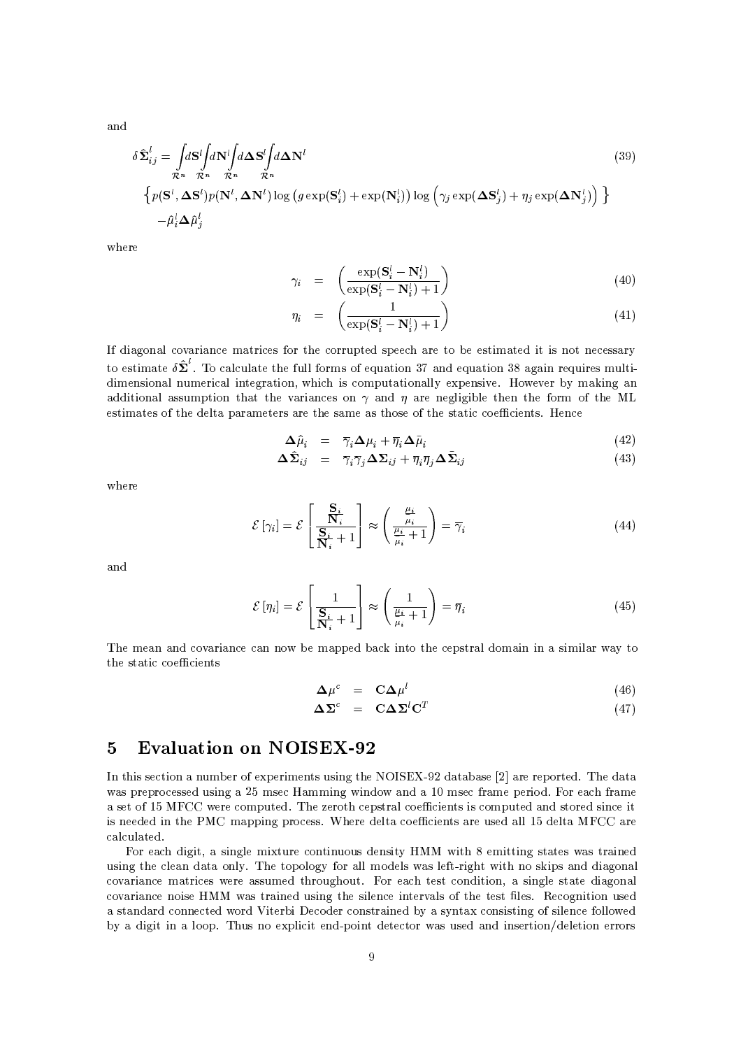and

$$\delta \hat{\boldsymbol{\Sigma}}^l_{ij} = \int_{\mathcal{R}^n} d\mathbf{S}^l \int_{\mathcal{R}^n} d\mathbf{N}^l \int_{\mathcal{R}^n} d\boldsymbol{\Delta}\mathbf{S}^l \int_{\mathcal{R}^n} d\boldsymbol{\Delta}\mathbf{N}^l \tag{39}$$

$$\left\{ p(\mathbf{S}^l, \boldsymbol{\Delta}\mathbf{S}^l) p(\mathbf{N}^l, \boldsymbol{\Delta}\mathbf{N}^l) \log\left(g \exp(\mathbf{S}^l_i) + \exp(\mathbf{N}^l_i)\right) \log\left(\gamma_j \exp(\boldsymbol{\Delta}\mathbf{S}^l_j) + \eta_j \exp(\boldsymbol{\Delta}\mathbf{N}^l_j)\right) \right\}$$

$$- \hat{\mu}^l_i \boldsymbol{\Delta}\hat{\mu}^l_j$$

where

$$\gamma_i = \left( \frac{\exp(\mathbf{S}^l_i - \mathbf{N}^l_i)}{\exp(\mathbf{S}^l_i - \mathbf{N}^l_i) + 1} \right) \tag{40}$$

$$\eta_i = \left( \frac{1}{\exp(\mathbf{S}^l_i - \mathbf{N}^l_i) + 1} \right) \tag{41}$$

If diagonal covariance matrices for the corrupted speech are to be estimated it is not necessary to estimate $\delta \hat{\boldsymbol{\Sigma}}^l$. To calculate the full forms of equation 37 and equation 38 again requires multi-dimensional numerical integration, which is computationally expensive. However by making an additional assumption that the variances on $\gamma$ and $\eta$ are negligible then the form of the ML estimates of the delta parameters are the same as those of the static coefficients. Hence

$$\boldsymbol{\Delta}\hat{\mu}_i = \overline{\gamma}_i \boldsymbol{\Delta}\mu_i + \overline{\eta}_i \boldsymbol{\Delta}\tilde{\mu}_i \tag{42}$$

$$\boldsymbol{\Delta}\hat{\boldsymbol{\Sigma}}_{ij} = \overline{\gamma}_i \overline{\gamma}_j \boldsymbol{\Delta}\boldsymbol{\Sigma}_{ij} + \overline{\eta}_i \overline{\eta}_j \boldsymbol{\Delta}\tilde{\boldsymbol{\Sigma}}_{ij} \tag{43}$$

where

$$\mathcal{E}\left[\gamma_i\right] = \mathcal{E}\left[ \frac{\frac{\mathbf{S}_i}{\mathbf{N}_i}}{\frac{\mathbf{S}_i}{\mathbf{N}_i} + 1} \right] \approx \left( \frac{\frac{\mu_i}{\tilde{\mu}_i}}{\frac{\mu_i}{\tilde{\mu}_i} + 1} \right) = \overline{\gamma}_i \tag{44}$$

and

$$\mathcal{E}\left[\eta_i\right] = \mathcal{E}\left[ \frac{1}{\frac{\mathbf{S}_i}{\mathbf{N}_i} + 1} \right] \approx \left( \frac{1}{\frac{\mu_i}{\tilde{\mu}_i} + 1} \right) = \overline{\eta}_i \tag{45}$$

The mean and covariance can now be mapped back into the cepstral domain in a similar way to the static coefficients

$$\boldsymbol{\Delta}\mu^c = \mathbf{C}\boldsymbol{\Delta}\mu^l \tag{46}$$

$$\boldsymbol{\Delta}\boldsymbol{\Sigma}^c = \mathbf{C}\boldsymbol{\Delta}\boldsymbol{\Sigma}^l\mathbf{C}^T \tag{47}$$

# 5 Evaluation on NOISEX-92

In this section a number of experiments using the NOISEX-92 database [2] are reported. The data was preprocessed using a 25 msec Hamming window and a 10 msec frame period. For each frame a set of 15 MFCC were computed. The zeroth cepstral coefficients is computed and stored since it is needed in the PMC mapping process. Where delta coefficients are used all 15 delta MFCC are calculated.

For each digit, a single mixture continuous density HMM with 8 emitting states was trained using the clean data only. The topology for all models was left-right with no skips and diagonal covariance matrices were assumed throughout. For each test condition, a single state diagonal covariance noise HMM was trained using the silence intervals of the test files. Recognition used a standard connected word Viterbi Decoder constrained by a syntax consisting of silence followed by a digit in a loop. Thus no explicit end-point detector was used and insertion/deletion errors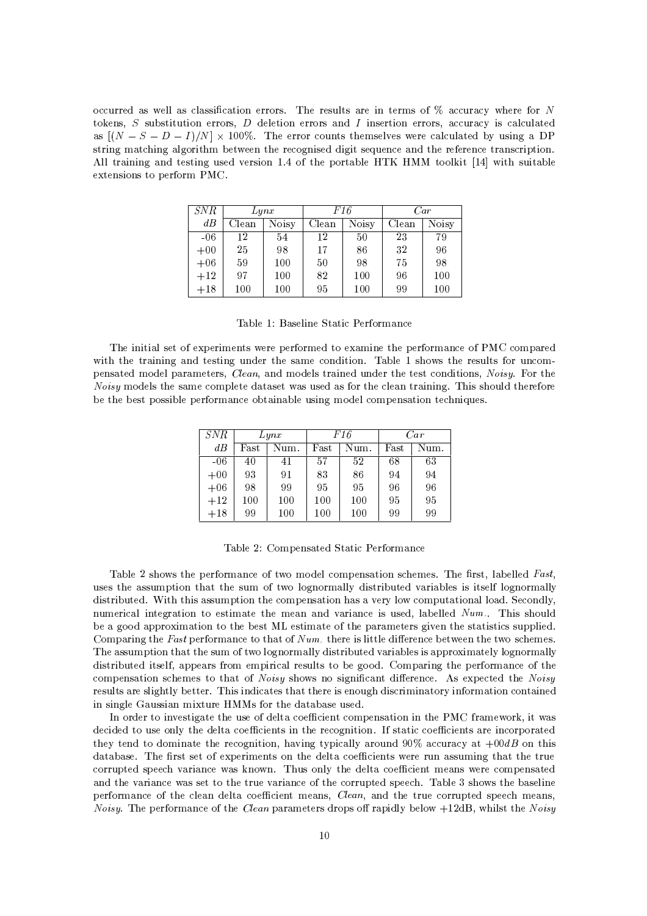occurred as well as classification errors. The results are in terms of % accuracy where for $N$ tokens, $S$ substitution errors, $D$ deletion errors and $I$ insertion errors, accuracy is calculated as $[(N - S - D - I)/N] \times 100\%$. The error counts themselves were calculated by using a DP string matching algorithm between the recognised digit sequence and the reference transcription. All training and testing used version 1.4 of the portable HTK HMM toolkit [14] with suitable extensions to perform PMC.

| *SNR* | *Lynx* | | *F16* | | *Car* | |
|---|---|---|---|---|---|---|
| *dB* | Clean | Noisy | Clean | Noisy | Clean | Noisy |
| -06 | 12 | 54 | 12 | 50 | 23 | 79 |
| +00 | 25 | 98 | 17 | 86 | 32 | 96 |
| +06 | 59 | 100 | 50 | 98 | 75 | 98 |
| +12 | 97 | 100 | 82 | 100 | 96 | 100 |
| +18 | 100 | 100 | 95 | 100 | 99 | 100 |

Table 1: Baseline Static Performance

The initial set of experiments were performed to examine the performance of PMC compared with the training and testing under the same condition. Table 1 shows the results for uncompensated model parameters, *Clean*, and models trained under the test conditions, *Noisy*. For the *Noisy* models the same complete dataset was used as for the clean training. This should therefore be the best possible performance obtainable using model compensation techniques.

| *SNR* | *Lynx* | | *F16* | | *Car* | |
|---|---|---|---|---|---|---|
| *dB* | Fast | Num. | Fast | Num. | Fast | Num. |
| -06 | 40 | 41 | 57 | 52 | 68 | 63 |
| +00 | 93 | 91 | 83 | 86 | 94 | 94 |
| +06 | 98 | 99 | 95 | 95 | 96 | 96 |
| +12 | 100 | 100 | 100 | 100 | 95 | 95 |
| +18 | 99 | 100 | 100 | 100 | 99 | 99 |

Table 2: Compensated Static Performance

Table 2 shows the performance of two model compensation schemes. The first, labelled *Fast*, uses the assumption that the sum of two lognormally distributed variables is itself lognormally distributed. With this assumption the compensation has a very low computational load. Secondly, numerical integration to estimate the mean and variance is used, labelled *Num.*. This should be a good approximation to the best ML estimate of the parameters given the statistics supplied. Comparing the *Fast* performance to that of *Num.* there is little difference between the two schemes. The assumption that the sum of two lognormally distributed variables is approximately lognormally distributed itself, appears from empirical results to be good. Comparing the performance of the compensation schemes to that of *Noisy* shows no significant difference. As expected the *Noisy* results are slightly better. This indicates that there is enough discriminatory information contained in single Gaussian mixture HMMs for the database used.

In order to investigate the use of delta coefficient compensation in the PMC framework, it was decided to use only the delta coefficients in the recognition. If static coefficients are incorporated they tend to dominate the recognition, having typically around 90% accuracy at $+00dB$ on this database. The first set of experiments on the delta coefficients were run assuming that the true corrupted speech variance was known. Thus only the delta coefficient means were compensated and the variance was set to the true variance of the corrupted speech. Table 3 shows the baseline performance of the clean delta coefficient means, *Clean*, and the true corrupted speech means, *Noisy*. The performance of the *Clean* parameters drops off rapidly below +12dB, whilst the *Noisy*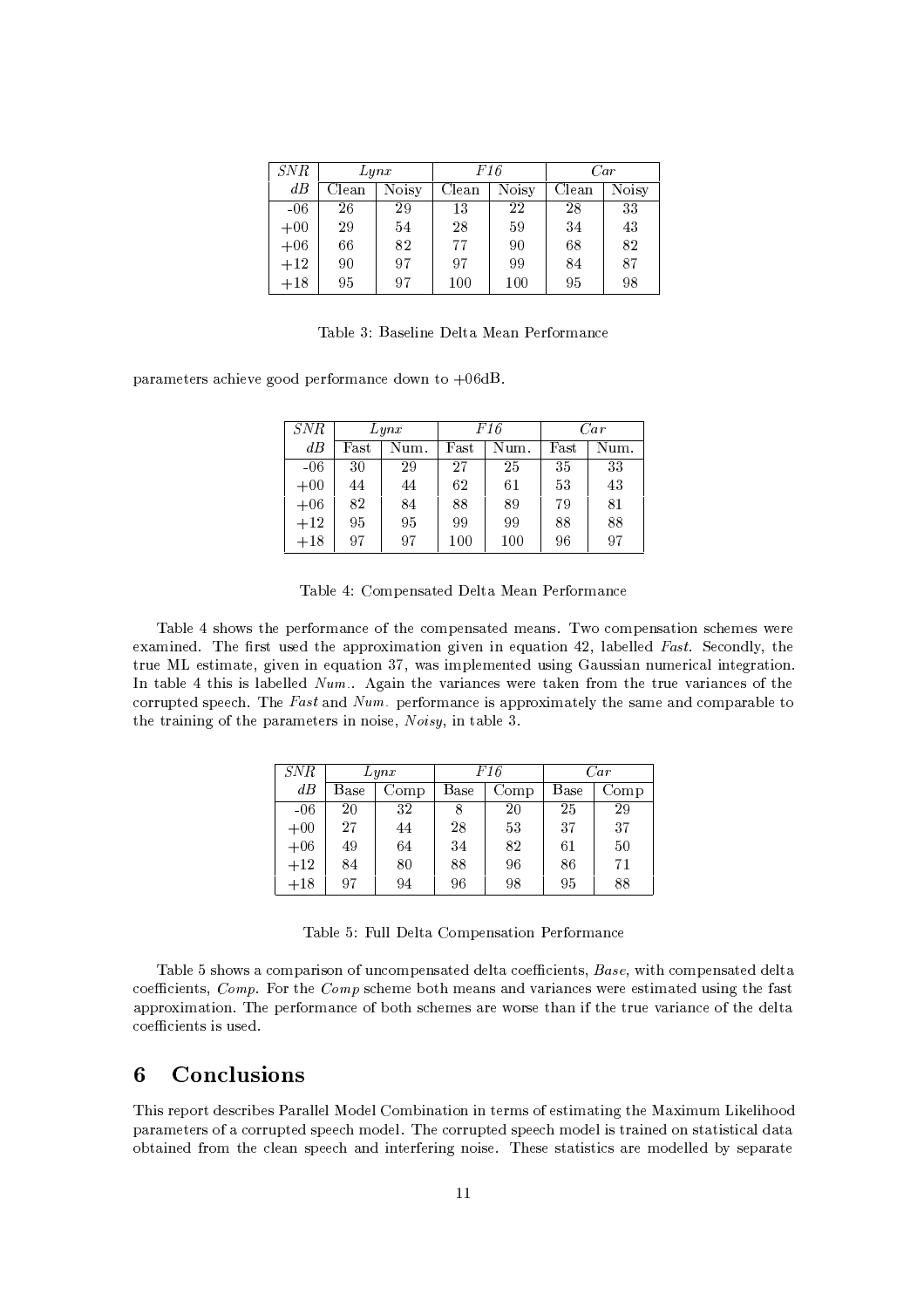| *SNR* | *Lynx* | | *F16* | | *Car* | |
|---|---|---|---|---|---|---|
| *dB* | Clean | Noisy | Clean | Noisy | Clean | Noisy |
| -06 | 26 | 29 | 13 | 22 | 28 | 33 |
| +00 | 29 | 54 | 28 | 59 | 34 | 43 |
| +06 | 66 | 82 | 77 | 90 | 68 | 82 |
| +12 | 90 | 97 | 97 | 99 | 84 | 87 |
| +18 | 95 | 97 | 100 | 100 | 95 | 98 |

Table 3: Baseline Delta Mean Performance

parameters achieve good performance down to +06dB.

| *SNR* | *Lynx* | | *F16* | | *Car* | |
|---|---|---|---|---|---|---|
| *dB* | Fast | Num. | Fast | Num. | Fast | Num. |
| -06 | 30 | 29 | 27 | 25 | 35 | 33 |
| +00 | 44 | 44 | 62 | 61 | 53 | 43 |
| +06 | 82 | 84 | 88 | 89 | 79 | 81 |
| +12 | 95 | 95 | 99 | 99 | 88 | 88 |
| +18 | 97 | 97 | 100 | 100 | 96 | 97 |

Table 4: Compensated Delta Mean Performance

Table 4 shows the performance of the compensated means. Two compensation schemes were examined. The first used the approximation given in equation 42, labelled *Fast*. Secondly, the true ML estimate, given in equation 37, was implemented using Gaussian numerical integration. In table 4 this is labelled *Num.*. Again the variances were taken from the true variances of the corrupted speech. The *Fast* and *Num.* performance is approximately the same and comparable to the training of the parameters in noise, *Noisy*, in table 3.

| *SNR* | *Lynx* | | *F16* | | *Car* | |
|---|---|---|---|---|---|---|
| *dB* | Base | Comp | Base | Comp | Base | Comp |
| -06 | 20 | 32 | 8 | 20 | 25 | 29 |
| +00 | 27 | 44 | 28 | 53 | 37 | 37 |
| +06 | 49 | 64 | 34 | 82 | 61 | 50 |
| +12 | 84 | 80 | 88 | 96 | 86 | 71 |
| +18 | 97 | 94 | 96 | 98 | 95 | 88 |

Table 5: Full Delta Compensation Performance

Table 5 shows a comparison of uncompensated delta coefficients, *Base*, with compensated delta coefficients, *Comp*. For the *Comp* scheme both means and variances were estimated using the fast approximation. The performance of both schemes are worse than if the true variance of the delta coefficients is used.

# 6 Conclusions

This report describes Parallel Model Combination in terms of estimating the Maximum Likelihood parameters of a corrupted speech model. The corrupted speech model is trained on statistical data obtained from the clean speech and interfering noise. These statistics are modelled by separate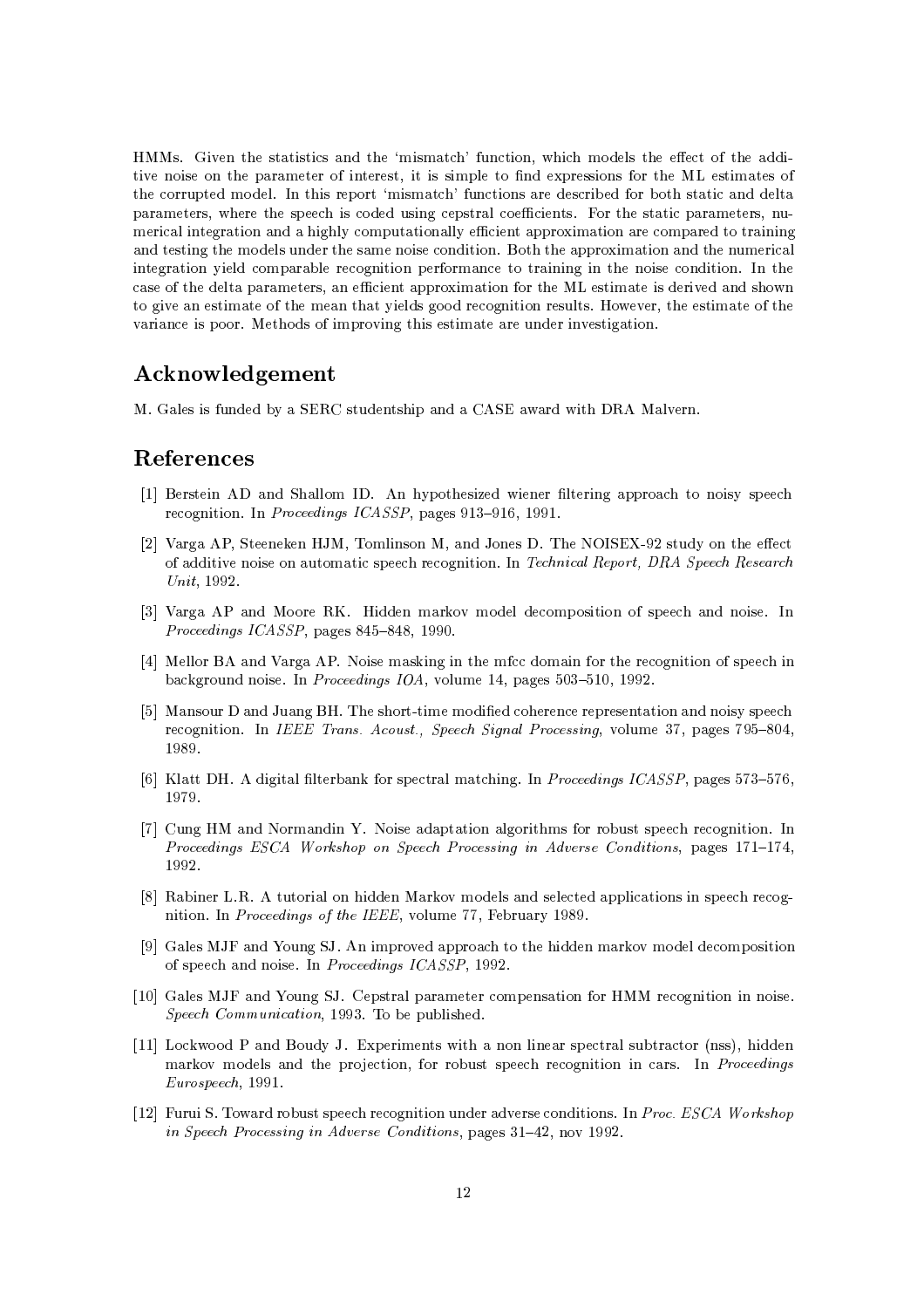HMMs. Given the statistics and the 'mismatch' function, which models the effect of the additive noise on the parameter of interest, it is simple to find expressions for the ML estimates of the corrupted model. In this report 'mismatch' functions are described for both static and delta parameters, where the speech is coded using cepstral coefficients. For the static parameters, numerical integration and a highly computationally efficient approximation are compared to training and testing the models under the same noise condition. Both the approximation and the numerical integration yield comparable recognition performance to training in the noise condition. In the case of the delta parameters, an efficient approximation for the ML estimate is derived and shown to give an estimate of the mean that yields good recognition results. However, the estimate of the variance is poor. Methods of improving this estimate are under investigation.

## Acknowledgement

M. Gales is funded by a SERC studentship and a CASE award with DRA Malvern.

## References

[1] Berstein AD and Shallom ID. An hypothesized wiener filtering approach to noisy speech recognition. In *Proceedings ICASSP*, pages 913–916, 1991.

[2] Varga AP, Steeneken HJM, Tomlinson M, and Jones D. The NOISEX-92 study on the effect of additive noise on automatic speech recognition. In *Technical Report, DRA Speech Research Unit*, 1992.

[3] Varga AP and Moore RK. Hidden markov model decomposition of speech and noise. In *Proceedings ICASSP*, pages 845–848, 1990.

[4] Mellor BA and Varga AP. Noise masking in the mfcc domain for the recognition of speech in background noise. In *Proceedings IOA*, volume 14, pages 503–510, 1992.

[5] Mansour D and Juang BH. The short-time modified coherence representation and noisy speech recognition. In *IEEE Trans. Acoust., Speech Signal Processing*, volume 37, pages 795–804, 1989.

[6] Klatt DH. A digital filterbank for spectral matching. In *Proceedings ICASSP*, pages 573–576, 1979.

[7] Cung HM and Normandin Y. Noise adaptation algorithms for robust speech recognition. In *Proceedings ESCA Workshop on Speech Processing in Adverse Conditions*, pages 171–174, 1992.

[8] Rabiner L.R. A tutorial on hidden Markov models and selected applications in speech recognition. In *Proceedings of the IEEE*, volume 77, February 1989.

[9] Gales MJF and Young SJ. An improved approach to the hidden markov model decomposition of speech and noise. In *Proceedings ICASSP*, 1992.

[10] Gales MJF and Young SJ. Cepstral parameter compensation for HMM recognition in noise. *Speech Communication*, 1993. To be published.

[11] Lockwood P and Boudy J. Experiments with a non linear spectral subtractor (nss), hidden markov models and the projection, for robust speech recognition in cars. In *Proceedings Eurospeech*, 1991.

[12] Furui S. Toward robust speech recognition under adverse conditions. In *Proc. ESCA Workshop in Speech Processing in Adverse Conditions*, pages 31–42, nov 1992.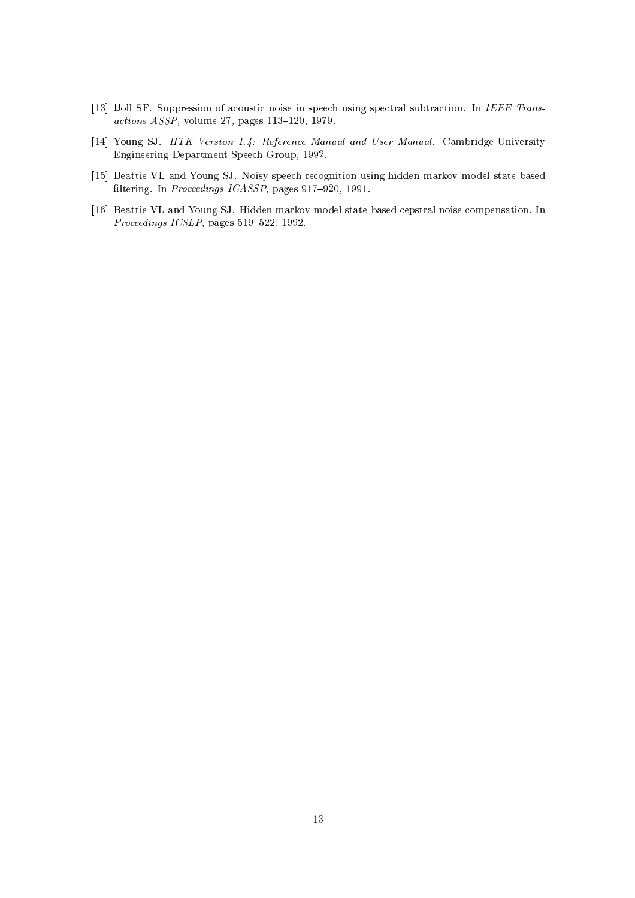[13] Boll SF. Suppression of acoustic noise in speech using spectral subtraction. In *IEEE Transactions ASSP*, volume 27, pages 113–120, 1979.

[14] Young SJ. *HTK Version 1.4: Reference Manual and User Manual*. Cambridge University Engineering Department Speech Group, 1992.

[15] Beattie VL and Young SJ. Noisy speech recognition using hidden markov model state based filtering. In *Proceedings ICASSP*, pages 917–920, 1991.

[16] Beattie VL and Young SJ. Hidden markov model state-based cepstral noise compensation. In *Proceedings ICSLP*, pages 519–522, 1992.